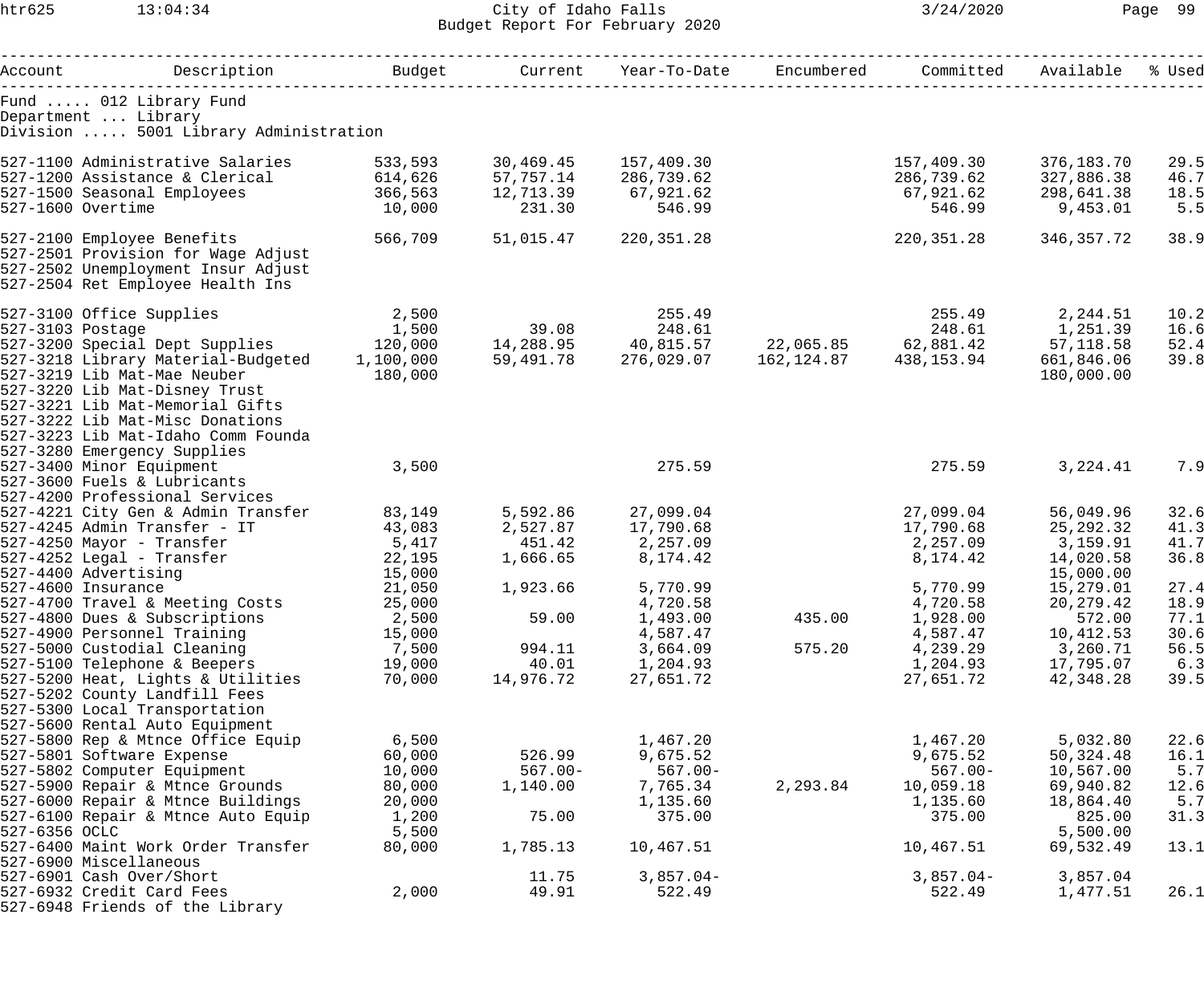City of Idaho Falls
Budget Report For February 2020

Fund ..... 012 Library Fund
Department ... Library
Division ..... 5001 Library Administration

| Account | Description | Budget | Current | Year-To-Date | Encumbered | Committed | Available | % Used |
|---|---|---|---|---|---|---|---|---|
| 527-1100 | Administrative Salaries | 533,593 | 30,469.45 | 157,409.30 | | 157,409.30 | 376,183.70 | 29.5 |
| 527-1200 | Assistance & Clerical | 614,626 | 57,757.14 | 286,739.62 | | 286,739.62 | 327,886.38 | 46.7 |
| 527-1500 | Seasonal Employees | 366,563 | 12,713.39 | 67,921.62 | | 67,921.62 | 298,641.38 | 18.5 |
| 527-1600 | Overtime | 10,000 | 231.30 | 546.99 | | 546.99 | 9,453.01 | 5.5 |
| 527-2100 | Employee Benefits | 566,709 | 51,015.47 | 220,351.28 | | 220,351.28 | 346,357.72 | 38.9 |
| 527-2501 | Provision for Wage Adjust | | | | | | | |
| 527-2502 | Unemployment Insur Adjust | | | | | | | |
| 527-2504 | Ret Employee Health Ins | | | | | | | |
| 527-3100 | Office Supplies | 2,500 | | 255.49 | | 255.49 | 2,244.51 | 10.2 |
| 527-3103 | Postage | 1,500 | 39.08 | 248.61 | | 248.61 | 1,251.39 | 16.6 |
| 527-3200 | Special Dept Supplies | 120,000 | 14,288.95 | 40,815.57 | 22,065.85 | 62,881.42 | 57,118.58 | 52.4 |
| 527-3218 | Library Material-Budgeted | 1,100,000 | 59,491.78 | 276,029.07 | 162,124.87 | 438,153.94 | 661,846.06 | 39.8 |
| 527-3219 | Lib Mat-Mae Neuber | 180,000 | | | | | 180,000.00 | |
| 527-3220 | Lib Mat-Disney Trust | | | | | | | |
| 527-3221 | Lib Mat-Memorial Gifts | | | | | | | |
| 527-3222 | Lib Mat-Misc Donations | | | | | | | |
| 527-3223 | Lib Mat-Idaho Comm Founda | | | | | | | |
| 527-3280 | Emergency Supplies | | | | | | | |
| 527-3400 | Minor Equipment | 3,500 | | 275.59 | | 275.59 | 3,224.41 | 7.9 |
| 527-3600 | Fuels & Lubricants | | | | | | | |
| 527-4200 | Professional Services | | | | | | | |
| 527-4221 | City Gen & Admin Transfer | 83,149 | 5,592.86 | 27,099.04 | | 27,099.04 | 56,049.96 | 32.6 |
| 527-4245 | Admin Transfer - IT | 43,083 | 2,527.87 | 17,790.68 | | 17,790.68 | 25,292.32 | 41.3 |
| 527-4250 | Mayor - Transfer | 5,417 | 451.42 | 2,257.09 | | 2,257.09 | 3,159.91 | 41.7 |
| 527-4252 | Legal - Transfer | 22,195 | 1,666.65 | 8,174.42 | | 8,174.42 | 14,020.58 | 36.8 |
| 527-4400 | Advertising | 15,000 | | | | | 15,000.00 | |
| 527-4600 | Insurance | 21,050 | 1,923.66 | 5,770.99 | | 5,770.99 | 15,279.01 | 27.4 |
| 527-4700 | Travel & Meeting Costs | 25,000 | | 4,720.58 | | 4,720.58 | 20,279.42 | 18.9 |
| 527-4800 | Dues & Subscriptions | 2,500 | 59.00 | 1,493.00 | 435.00 | 1,928.00 | 572.00 | 77.1 |
| 527-4900 | Personnel Training | 15,000 | | 4,587.47 | | 4,587.47 | 10,412.53 | 30.6 |
| 527-5000 | Custodial Cleaning | 7,500 | 994.11 | 3,664.09 | 575.20 | 4,239.29 | 3,260.71 | 56.5 |
| 527-5100 | Telephone & Beepers | 19,000 | 40.01 | 1,204.93 | | 1,204.93 | 17,795.07 | 6.3 |
| 527-5200 | Heat, Lights & Utilities | 70,000 | 14,976.72 | 27,651.72 | | 27,651.72 | 42,348.28 | 39.5 |
| 527-5202 | County Landfill Fees | | | | | | | |
| 527-5300 | Local Transportation | | | | | | | |
| 527-5600 | Rental Auto Equipment | | | | | | | |
| 527-5800 | Rep & Mtnce Office Equip | 6,500 | | 1,467.20 | | 1,467.20 | 5,032.80 | 22.6 |
| 527-5801 | Software Expense | 60,000 | 526.99 | 9,675.52 | | 9,675.52 | 50,324.48 | 16.1 |
| 527-5802 | Computer Equipment | 10,000 | 567.00- | 567.00- | | 567.00- | 10,567.00 | 5.7 |
| 527-5900 | Repair & Mtnce Grounds | 80,000 | 1,140.00 | 7,765.34 | 2,293.84 | 10,059.18 | 69,940.82 | 12.6 |
| 527-6000 | Repair & Mtnce Buildings | 20,000 | | 1,135.60 | | 1,135.60 | 18,864.40 | 5.7 |
| 527-6100 | Repair & Mtnce Auto Equip | 1,200 | 75.00 | 375.00 | | 375.00 | 825.00 | 31.3 |
| 527-6356 | OCLC | 5,500 | | | | | 5,500.00 | |
| 527-6400 | Maint Work Order Transfer | 80,000 | 1,785.13 | 10,467.51 | | 10,467.51 | 69,532.49 | 13.1 |
| 527-6900 | Miscellaneous | | | | | | | |
| 527-6901 | Cash Over/Short | | 11.75 | 3,857.04- | | 3,857.04- | 3,857.04 | |
| 527-6932 | Credit Card Fees | 2,000 | 49.91 | 522.49 | | 522.49 | 1,477.51 | 26.1 |
| 527-6948 | Friends of the Library | | | | | | | |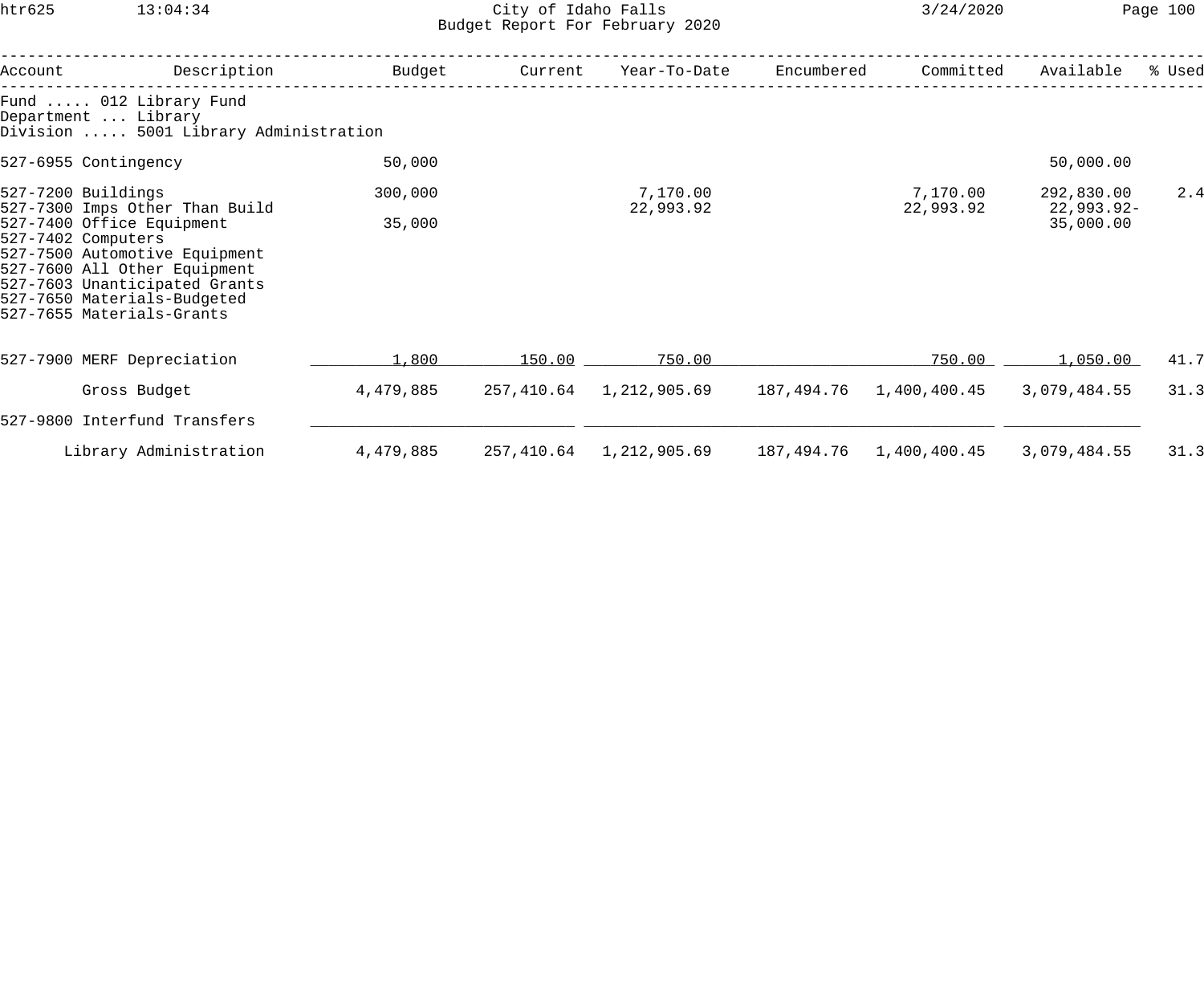City of Idaho Falls
Budget Report For February 2020

| Account | Description | Budget | Current | Year-To-Date | Encumbered | Committed | Available | % Used |
|---|---|---|---|---|---|---|---|---|
| Fund ..... 012 Library Fund | | | | | | | | |
| Department ... Library | | | | | | | | |
| Division ..... 5001 Library Administration | | | | | | | | |
| 527-6955 | Contingency | 50,000 | | | | | 50,000.00 | |
| 527-7200 | Buildings | 300,000 | | 7,170.00 | | 7,170.00 | 292,830.00 | 2.4 |
| 527-7300 | Imps Other Than Build | | | 22,993.92 | | 22,993.92 | 22,993.92- | |
| 527-7400 | Office Equipment | 35,000 | | | | | 35,000.00 | |
| 527-7402 | Computers | | | | | | | |
| 527-7500 | Automotive Equipment | | | | | | | |
| 527-7600 | All Other Equipment | | | | | | | |
| 527-7603 | Unanticipated Grants | | | | | | | |
| 527-7650 | Materials-Budgeted | | | | | | | |
| 527-7655 | Materials-Grants | | | | | | | |
| 527-7900 | MERF Depreciation | 1,800 | 150.00 | 750.00 | | 750.00 | 1,050.00 | 41.7 |
| | Gross Budget | 4,479,885 | 257,410.64 | 1,212,905.69 | 187,494.76 | 1,400,400.45 | 3,079,484.55 | 31.3 |
| 527-9800 | Interfund Transfers | | | | | | | |
| | Library Administration | 4,479,885 | 257,410.64 | 1,212,905.69 | 187,494.76 | 1,400,400.45 | 3,079,484.55 | 31.3 |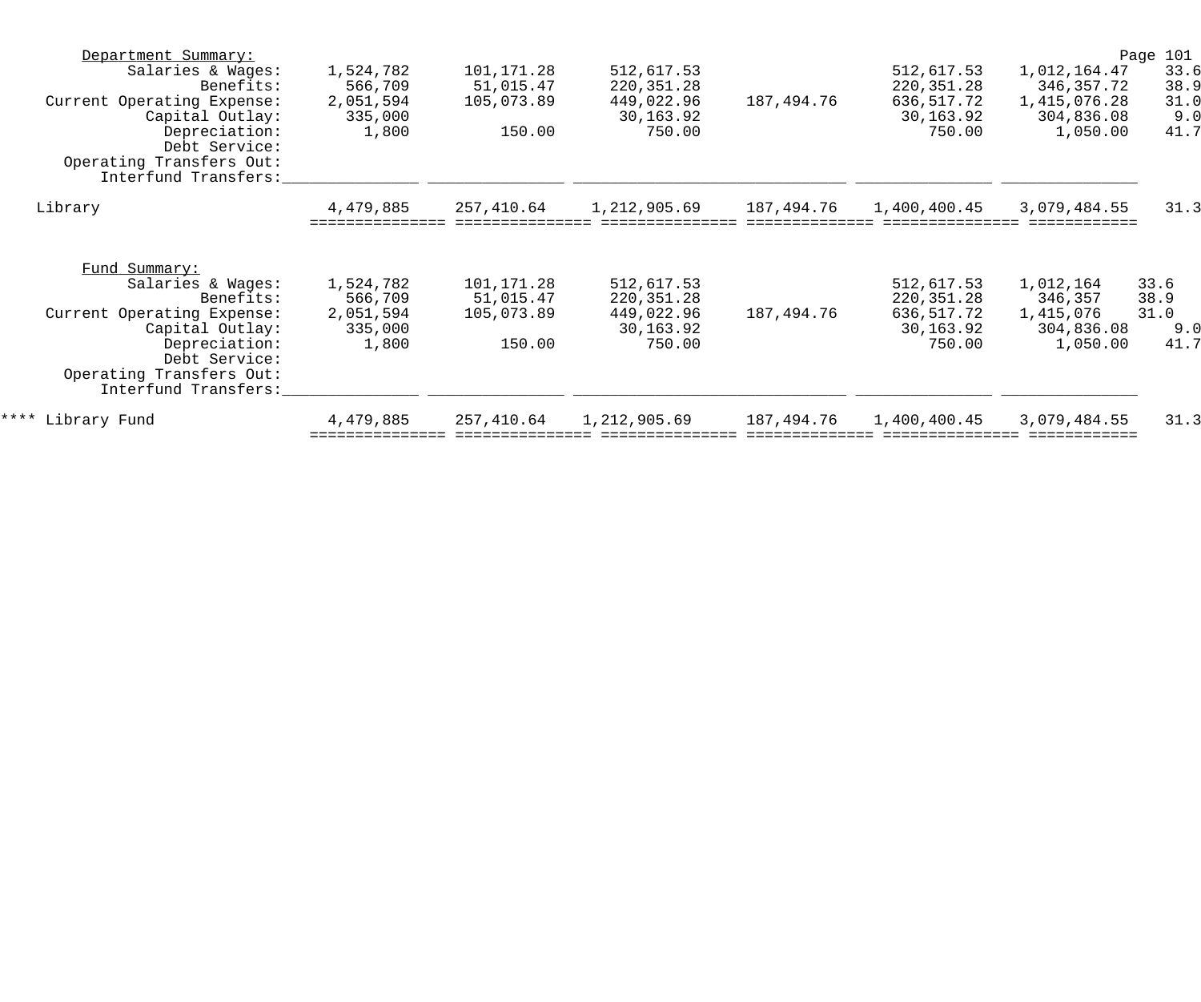| Department Summary: | | | | | | | |
| --- | --- | --- | --- | --- | --- | --- | --- |
| Salaries & Wages: | 1,524,782 | 101,171.28 | 512,617.53 | | 512,617.53 | 1,012,164.47 | 33.6 |
| Benefits: | 566,709 | 51,015.47 | 220,351.28 | | 220,351.28 | 346,357.72 | 38.9 |
| Current Operating Expense: | 2,051,594 | 105,073.89 | 449,022.96 | 187,494.76 | 636,517.72 | 1,415,076.28 | 31.0 |
| Capital Outlay: | 335,000 | | 30,163.92 | | 30,163.92 | 304,836.08 | 9.0 |
| Depreciation: | 1,800 | 150.00 | 750.00 | | 750.00 | 1,050.00 | 41.7 |
| Debt Service: | | | | | | | |
| Operating Transfers Out: | | | | | | | |
| Interfund Transfers: | | | | | | | |
| Library | 4,479,885 | 257,410.64 | 1,212,905.69 | 187,494.76 | 1,400,400.45 | 3,079,484.55 | 31.3 |

| Fund Summary: | | | | | | | |
| --- | --- | --- | --- | --- | --- | --- | --- |
| Salaries & Wages: | 1,524,782 | 101,171.28 | 512,617.53 | | 512,617.53 | 1,012,164 | 33.6 |
| Benefits: | 566,709 | 51,015.47 | 220,351.28 | | 220,351.28 | 346,357 | 38.9 |
| Current Operating Expense: | 2,051,594 | 105,073.89 | 449,022.96 | 187,494.76 | 636,517.72 | 1,415,076 | 31.0 |
| Capital Outlay: | 335,000 | | 30,163.92 | | 30,163.92 | 304,836.08 | 9.0 |
| Depreciation: | 1,800 | 150.00 | 750.00 | | 750.00 | 1,050.00 | 41.7 |
| Debt Service: | | | | | | | |
| Operating Transfers Out: | | | | | | | |
| Interfund Transfers: | | | | | | | |
| **** Library Fund | 4,479,885 | 257,410.64 | 1,212,905.69 | 187,494.76 | 1,400,400.45 | 3,079,484.55 | 31.3 |